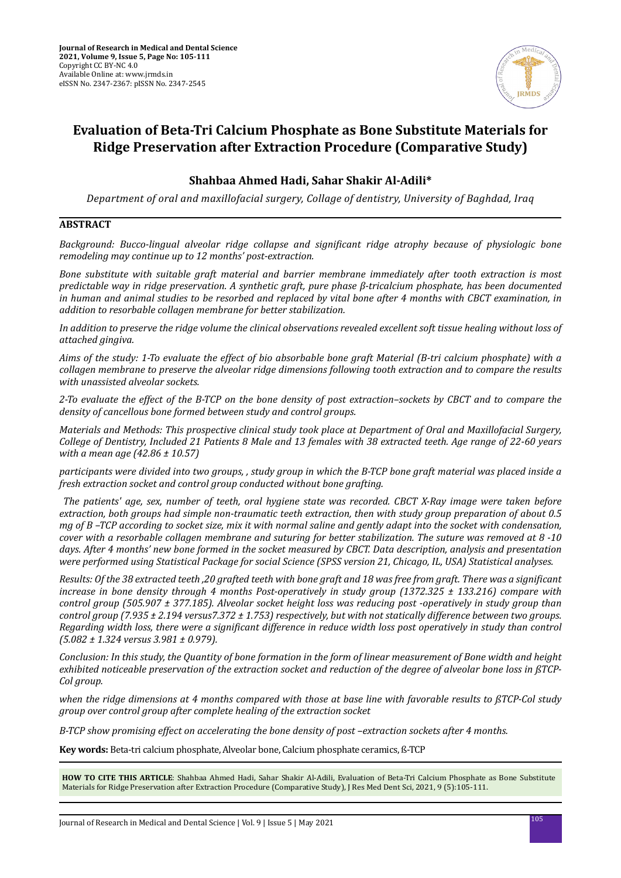# Evaluation of Beta-Tri Calcium Phosphate as Bone Substitute Materials for Ridge Preservation after Extraction Procedure (Comparative Study)

**Shahbaa Ahmed Hadi, Sahar Shakir Al-Adili***

*Department of oral and maxillofacial surgery, Collage of dentistry, University of Baghdad, Iraq*

## ABSTRACT

*Background: Bucco-lingual alveolar ridge collapse and significant ridge atrophy because of physiologic bone remodeling may continue up to 12 months' post-extraction.*

*Bone substitute with suitable graft material and barrier membrane immediately after tooth extraction is most predictable way in ridge preservation. A synthetic graft, pure phase β-tricalcium phosphate, has been documented in human and animal studies to be resorbed and replaced by vital bone after 4 months with CBCT examination, in addition to resorbable collagen membrane for better stabilization.*

*In addition to preserve the ridge volume the clinical observations revealed excellent soft tissue healing without loss of attached gingiva.*

*Aims of the study: 1-To evaluate the effect of bio absorbable bone graft Material (B-tri calcium phosphate) with a collagen membrane to preserve the alveolar ridge dimensions following tooth extraction and to compare the results with unassisted alveolar sockets.*

*2-To evaluate the effect of the B-TCP on the bone density of post extraction–sockets by CBCT and to compare the density of cancellous bone formed between study and control groups.*

*Materials and Methods: This prospective clinical study took place at Department of Oral and Maxillofacial Surgery, College of Dentistry, Included 21 Patients 8 Male and 13 females with 38 extracted teeth. Age range of 22-60 years with a mean age (42.86 ± 10.57)*

*participants were divided into two groups, , study group in which the B-TCP bone graft material was placed inside a fresh extraction socket and control group conducted without bone grafting.*

*The patients' age, sex, number of teeth, oral hygiene state was recorded. CBCT X-Ray image were taken before extraction, both groups had simple non-traumatic teeth extraction, then with study group preparation of about 0.5 mg of B –TCP according to socket size, mix it with normal saline and gently adapt into the socket with condensation, cover with a resorbable collagen membrane and suturing for better stabilization. The suture was removed at 8 -10 days. After 4 months' new bone formed in the socket measured by CBCT. Data description, analysis and presentation were performed using Statistical Package for social Science (SPSS version 21, Chicago, IL, USA) Statistical analyses.*

*Results: Of the 38 extracted teeth ,20 grafted teeth with bone graft and 18 was free from graft. There was a significant increase in bone density through 4 months Post-operatively in study group (1372.325 ± 133.216) compare with control group (505.907 ± 377.185). Alveolar socket height loss was reducing post -operatively in study group than control group (7.935 ± 2.194 versus7.372 ± 1.753) respectively, but with not statically difference between two groups. Regarding width loss, there were a significant difference in reduce width loss post operatively in study than control (5.082 ± 1.324 versus 3.981 ± 0.979).*

*Conclusion: In this study, the Quantity of bone formation in the form of linear measurement of Bone width and height exhibited noticeable preservation of the extraction socket and reduction of the degree of alveolar bone loss in ßTCP-Col group.*

*when the ridge dimensions at 4 months compared with those at base line with favorable results to ßTCP-Col study group over control group after complete healing of the extraction socket*

*B-TCP show promising effect on accelerating the bone density of post –extraction sockets after 4 months.*

**Key words:** Beta-tri calcium phosphate, Alveolar bone, Calcium phosphate ceramics, ß-TCP

**HOW TO CITE THIS ARTICLE**: Shahbaa Ahmed Hadi, Sahar Shakir Al-Adili, Evaluation of Beta-Tri Calcium Phosphate as Bone Substitute Materials for Ridge Preservation after Extraction Procedure (Comparative Study), J Res Med Dent Sci, 2021, 9 (5):105-111.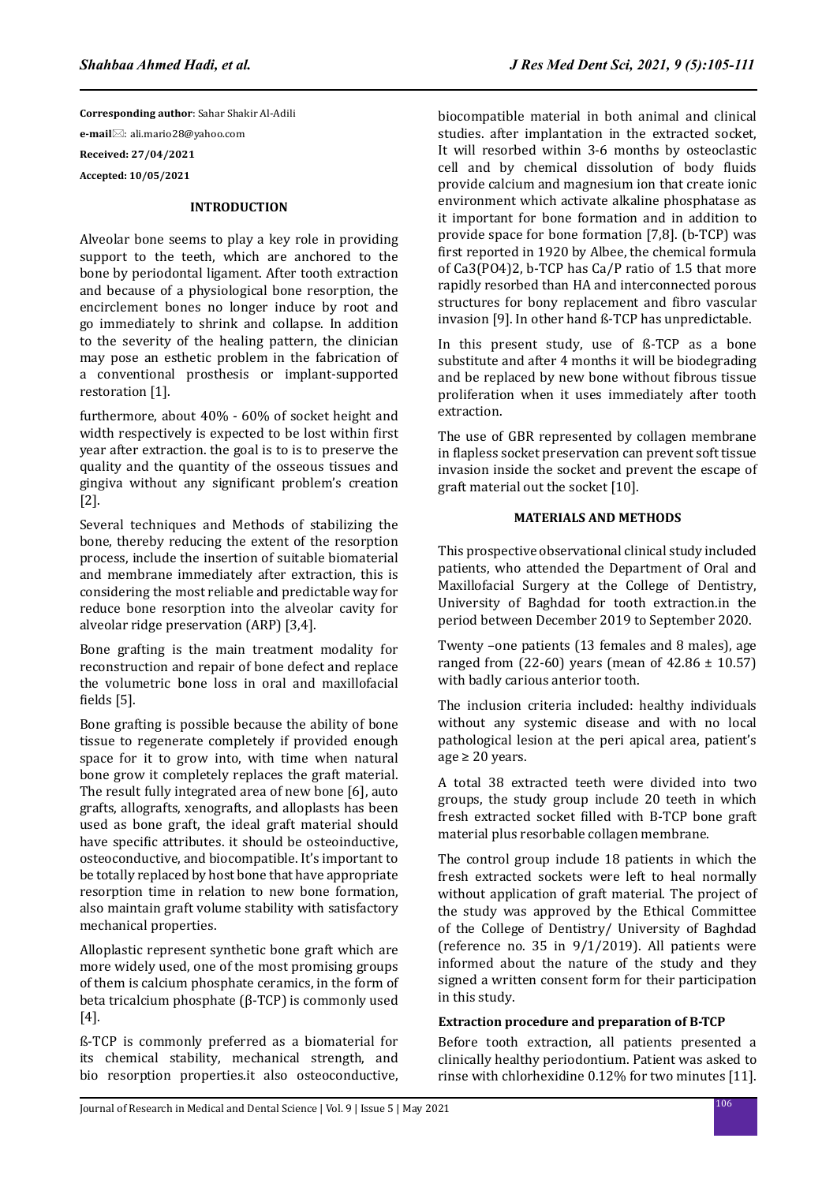**Corresponding author**: Sahar Shakir Al-Adili

**e-mail**✉: ali.mario28@yahoo.com

**Received: 27/04/2021**

**Accepted: 10/05/2021**

## INTRODUCTION

Alveolar bone seems to play a key role in providing support to the teeth, which are anchored to the bone by periodontal ligament. After tooth extraction and because of a physiological bone resorption, the encirclement bones no longer induce by root and go immediately to shrink and collapse. In addition to the severity of the healing pattern, the clinician may pose an esthetic problem in the fabrication of a conventional prosthesis or implant-supported restoration [1].

furthermore, about 40% - 60% of socket height and width respectively is expected to be lost within first year after extraction. the goal is to is to preserve the quality and the quantity of the osseous tissues and gingiva without any significant problem's creation [2].

Several techniques and Methods of stabilizing the bone, thereby reducing the extent of the resorption process, include the insertion of suitable biomaterial and membrane immediately after extraction, this is considering the most reliable and predictable way for reduce bone resorption into the alveolar cavity for alveolar ridge preservation (ARP) [3,4].

Bone grafting is the main treatment modality for reconstruction and repair of bone defect and replace the volumetric bone loss in oral and maxillofacial fields [5].

Bone grafting is possible because the ability of bone tissue to regenerate completely if provided enough space for it to grow into, with time when natural bone grow it completely replaces the graft material. The result fully integrated area of new bone [6], auto grafts, allografts, xenografts, and alloplasts has been used as bone graft, the ideal graft material should have specific attributes. it should be osteoinductive, osteoconductive, and biocompatible. It's important to be totally replaced by host bone that have appropriate resorption time in relation to new bone formation, also maintain graft volume stability with satisfactory mechanical properties.

Alloplastic represent synthetic bone graft which are more widely used, one of the most promising groups of them is calcium phosphate ceramics, in the form of beta tricalcium phosphate (β-TCP) is commonly used [4].

ß-TCP is commonly preferred as a biomaterial for its chemical stability, mechanical strength, and bio resorption properties.it also osteoconductive, biocompatible material in both animal and clinical studies. after implantation in the extracted socket, It will resorbed within 3-6 months by osteoclastic cell and by chemical dissolution of body fluids provide calcium and magnesium ion that create ionic environment which activate alkaline phosphatase as it important for bone formation and in addition to provide space for bone formation [7,8]. (b-TCP) was first reported in 1920 by Albee, the chemical formula of $Ca_3(PO_4)_2$, b-TCP has Ca/P ratio of 1.5 that more rapidly resorbed than HA and interconnected porous structures for bony replacement and fibro vascular invasion [9]. In other hand ß-TCP has unpredictable.

In this present study, use of ß-TCP as a bone substitute and after 4 months it will be biodegrading and be replaced by new bone without fibrous tissue proliferation when it uses immediately after tooth extraction.

The use of GBR represented by collagen membrane in flapless socket preservation can prevent soft tissue invasion inside the socket and prevent the escape of graft material out the socket [10].

## MATERIALS AND METHODS

This prospective observational clinical study included patients, who attended the Department of Oral and Maxillofacial Surgery at the College of Dentistry, University of Baghdad for tooth extraction.in the period between December 2019 to September 2020.

Twenty –one patients (13 females and 8 males), age ranged from (22-60) years (mean of 42.86 ± 10.57) with badly carious anterior tooth.

The inclusion criteria included: healthy individuals without any systemic disease and with no local pathological lesion at the peri apical area, patient's age ≥ 20 years.

A total 38 extracted teeth were divided into two groups, the study group include 20 teeth in which fresh extracted socket filled with B-TCP bone graft material plus resorbable collagen membrane.

The control group include 18 patients in which the fresh extracted sockets were left to heal normally without application of graft material. The project of the study was approved by the Ethical Committee of the College of Dentistry/ University of Baghdad (reference no. 35 in 9/1/2019). All patients were informed about the nature of the study and they signed a written consent form for their participation in this study.

### Extraction procedure and preparation of B-TCP

Before tooth extraction, all patients presented a clinically healthy periodontium. Patient was asked to rinse with chlorhexidine 0.12% for two minutes [11].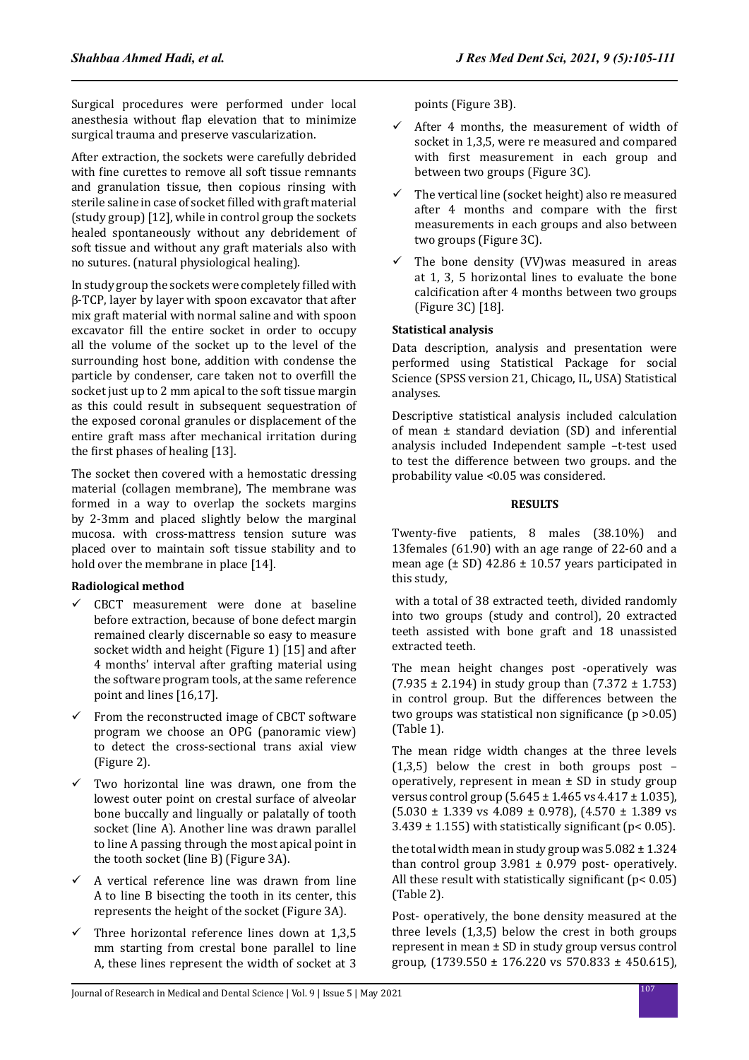Surgical procedures were performed under local anesthesia without flap elevation that to minimize surgical trauma and preserve vascularization.

After extraction, the sockets were carefully debrided with fine curettes to remove all soft tissue remnants and granulation tissue, then copious rinsing with sterile saline in case of socket filled with graft material (study group) [12], while in control group the sockets healed spontaneously without any debridement of soft tissue and without any graft materials also with no sutures. (natural physiological healing).

In study group the sockets were completely filled with β-TCP, layer by layer with spoon excavator that after mix graft material with normal saline and with spoon excavator fill the entire socket in order to occupy all the volume of the socket up to the level of the surrounding host bone, addition with condense the particle by condenser, care taken not to overfill the socket just up to 2 mm apical to the soft tissue margin as this could result in subsequent sequestration of the exposed coronal granules or displacement of the entire graft mass after mechanical irritation during the first phases of healing [13].

The socket then covered with a hemostatic dressing material (collagen membrane), The membrane was formed in a way to overlap the sockets margins by 2-3mm and placed slightly below the marginal mucosa. with cross-mattress tension suture was placed over to maintain soft tissue stability and to hold over the membrane in place [14].

**Radiological method**

- ✓ CBCT measurement were done at baseline before extraction, because of bone defect margin remained clearly discernable so easy to measure socket width and height (Figure 1) [15] and after 4 months' interval after grafting material using the software program tools, at the same reference point and lines [16,17].
- ✓ From the reconstructed image of CBCT software program we choose an OPG (panoramic view) to detect the cross-sectional trans axial view (Figure 2).
- ✓ Two horizontal line was drawn, one from the lowest outer point on crestal surface of alveolar bone buccally and lingually or palatally of tooth socket (line A). Another line was drawn parallel to line A passing through the most apical point in the tooth socket (line B) (Figure 3A).
- ✓ A vertical reference line was drawn from line A to line B bisecting the tooth in its center, this represents the height of the socket (Figure 3A).
- ✓ Three horizontal reference lines down at 1,3,5 mm starting from crestal bone parallel to line A, these lines represent the width of socket at 3 points (Figure 3B).
- ✓ After 4 months, the measurement of width of socket in 1,3,5, were re measured and compared with first measurement in each group and between two groups (Figure 3C).
- ✓ The vertical line (socket height) also re measured after 4 months and compare with the first measurements in each groups and also between two groups (Figure 3C).
- ✓ The bone density (VV)was measured in areas at 1, 3, 5 horizontal lines to evaluate the bone calcification after 4 months between two groups (Figure 3C) [18].

**Statistical analysis**

Data description, analysis and presentation were performed using Statistical Package for social Science (SPSS version 21, Chicago, IL, USA) Statistical analyses.

Descriptive statistical analysis included calculation of mean ± standard deviation (SD) and inferential analysis included Independent sample –t-test used to test the difference between two groups. and the probability value <0.05 was considered.

## RESULTS

Twenty-five patients, 8 males (38.10%) and 13females (61.90) with an age range of 22-60 and a mean age (± SD) 42.86 ± 10.57 years participated in this study,

with a total of 38 extracted teeth, divided randomly into two groups (study and control), 20 extracted teeth assisted with bone graft and 18 unassisted extracted teeth.

The mean height changes post -operatively was (7.935 ± 2.194) in study group than (7.372 ± 1.753) in control group. But the differences between the two groups was statistical non significance ($p > 0.05$) (Table 1).

The mean ridge width changes at the three levels (1,3,5) below the crest in both groups post –operatively, represent in mean ± SD in study group versus control group (5.645 ± 1.465 vs 4.417 ± 1.035), (5.030 ± 1.339 vs 4.089 ± 0.978), (4.570 ± 1.389 vs 3.439 ± 1.155) with statistically significant ($p < 0.05$).

the total width mean in study group was 5.082 ± 1.324 than control group 3.981 ± 0.979 post- operatively. All these result with statistically significant ($p < 0.05$) (Table 2).

Post- operatively, the bone density measured at the three levels (1,3,5) below the crest in both groups represent in mean ± SD in study group versus control group, (1739.550 ± 176.220 vs 570.833 ± 450.615),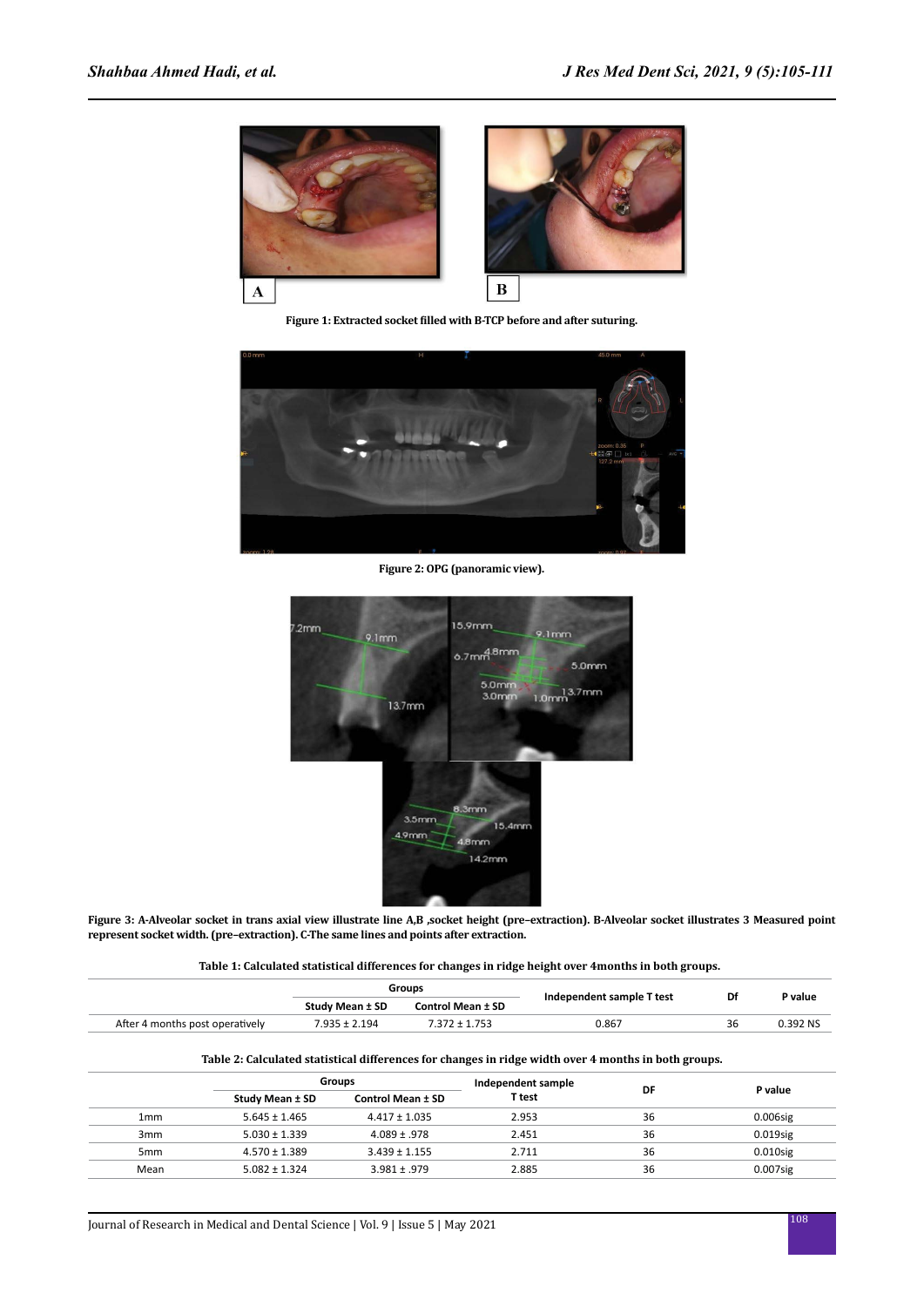**Figure 1: Extracted socket filled with B-TCP before and after suturing.**

**Figure 2: OPG (panoramic view).**

**Figure 3: A-Alveolar socket in trans axial view illustrate line A,B ,socket height (pre–extraction). B-Alveolar socket illustrates 3 Measured point represent socket width. (pre–extraction). C-The same lines and points after extraction.**

**Table 1: Calculated statistical differences for changes in ridge height over 4months in both groups.**

| | Groups | | Independent sample T test | Df | P value |
|---|---|---|---|---|---|
| | Study Mean ± SD | Control Mean ± SD | | | |
| After 4 months post operatively | 7.935 ± 2.194 | 7.372 ± 1.753 | 0.867 | 36 | 0.392 NS |

**Table 2: Calculated statistical differences for changes in ridge width over 4 months in both groups.**

| | Groups | | Independent sample T test | DF | P value |
|---|---|---|---|---|---|
| | Study Mean ± SD | Control Mean ± SD | | | |
| 1mm | 5.645 ± 1.465 | 4.417 ± 1.035 | 2.953 | 36 | 0.006sig |
| 3mm | 5.030 ± 1.339 | 4.089 ± .978 | 2.451 | 36 | 0.019sig |
| 5mm | 4.570 ± 1.389 | 3.439 ± 1.155 | 2.711 | 36 | 0.010sig |
| Mean | 5.082 ± 1.324 | 3.981 ± .979 | 2.885 | 36 | 0.007sig |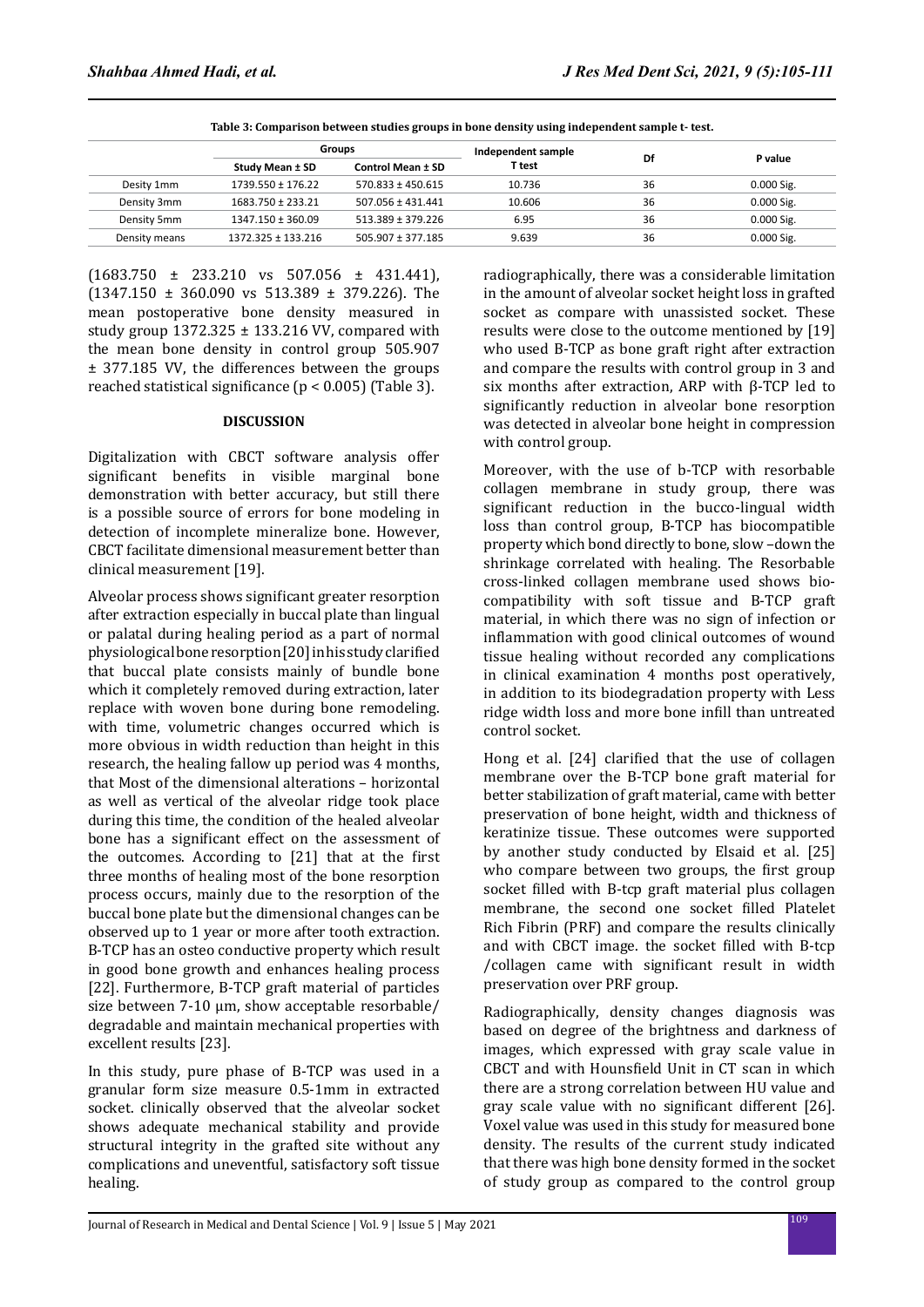**Table 3: Comparison between studies groups in bone density using independent sample t- test.**

| | Groups | | Independent sample T test | Df | P value |
|---|---|---|---|---|---|
| | Study Mean ± SD | Control Mean ± SD | | | |
| Desity 1mm | 1739.550 ± 176.22 | 570.833 ± 450.615 | 10.736 | 36 | 0.000 Sig. |
| Density 3mm | 1683.750 ± 233.21 | 507.056 ± 431.441 | 10.606 | 36 | 0.000 Sig. |
| Density 5mm | 1347.150 ± 360.09 | 513.389 ± 379.226 | 6.95 | 36 | 0.000 Sig. |
| Density means | 1372.325 ± 133.216 | 505.907 ± 377.185 | 9.639 | 36 | 0.000 Sig. |

(1683.750 ± 233.210 vs 507.056 ± 431.441), (1347.150 ± 360.090 vs 513.389 ± 379.226). The mean postoperative bone density measured in study group 1372.325 ± 133.216 VV, compared with the mean bone density in control group 505.907 ± 377.185 VV, the differences between the groups reached statistical significance ($p < 0.005$) (Table 3).

## DISCUSSION

Digitalization with CBCT software analysis offer significant benefits in visible marginal bone demonstration with better accuracy, but still there is a possible source of errors for bone modeling in detection of incomplete mineralize bone. However, CBCT facilitate dimensional measurement better than clinical measurement [19].

Alveolar process shows significant greater resorption after extraction especially in buccal plate than lingual or palatal during healing period as a part of normal physiological bone resorption [20] in his study clarified that buccal plate consists mainly of bundle bone which it completely removed during extraction, later replace with woven bone during bone remodeling. with time, volumetric changes occurred which is more obvious in width reduction than height in this research, the healing fallow up period was 4 months, that Most of the dimensional alterations – horizontal as well as vertical of the alveolar ridge took place during this time, the condition of the healed alveolar bone has a significant effect on the assessment of the outcomes. According to [21] that at the first three months of healing most of the bone resorption process occurs, mainly due to the resorption of the buccal bone plate but the dimensional changes can be observed up to 1 year or more after tooth extraction. B-TCP has an osteo conductive property which result in good bone growth and enhances healing process [22]. Furthermore, B-TCP graft material of particles size between 7-10 μm, show acceptable resorbable/ degradable and maintain mechanical properties with excellent results [23].

In this study, pure phase of B-TCP was used in a granular form size measure 0.5-1mm in extracted socket. clinically observed that the alveolar socket shows adequate mechanical stability and provide structural integrity in the grafted site without any complications and uneventful, satisfactory soft tissue healing.

radiographically, there was a considerable limitation in the amount of alveolar socket height loss in grafted socket as compare with unassisted socket. These results were close to the outcome mentioned by [19] who used B-TCP as bone graft right after extraction and compare the results with control group in 3 and six months after extraction, ARP with β-TCP led to significantly reduction in alveolar bone resorption was detected in alveolar bone height in compression with control group.

Moreover, with the use of b-TCP with resorbable collagen membrane in study group, there was significant reduction in the bucco-lingual width loss than control group, B-TCP has biocompatible property which bond directly to bone, slow –down the shrinkage correlated with healing. The Resorbable cross-linked collagen membrane used shows bio-compatibility with soft tissue and B-TCP graft material, in which there was no sign of infection or inflammation with good clinical outcomes of wound tissue healing without recorded any complications in clinical examination 4 months post operatively, in addition to its biodegradation property with Less ridge width loss and more bone infill than untreated control socket.

Hong et al. [24] clarified that the use of collagen membrane over the B-TCP bone graft material for better stabilization of graft material, came with better preservation of bone height, width and thickness of keratinize tissue. These outcomes were supported by another study conducted by Elsaid et al. [25] who compare between two groups, the first group socket filled with B-tcp graft material plus collagen membrane, the second one socket filled Platelet Rich Fibrin (PRF) and compare the results clinically and with CBCT image. the socket filled with B-tcp /collagen came with significant result in width preservation over PRF group.

Radiographically, density changes diagnosis was based on degree of the brightness and darkness of images, which expressed with gray scale value in CBCT and with Hounsfield Unit in CT scan in which there are a strong correlation between HU value and gray scale value with no significant different [26]. Voxel value was used in this study for measured bone density. The results of the current study indicated that there was high bone density formed in the socket of study group as compared to the control group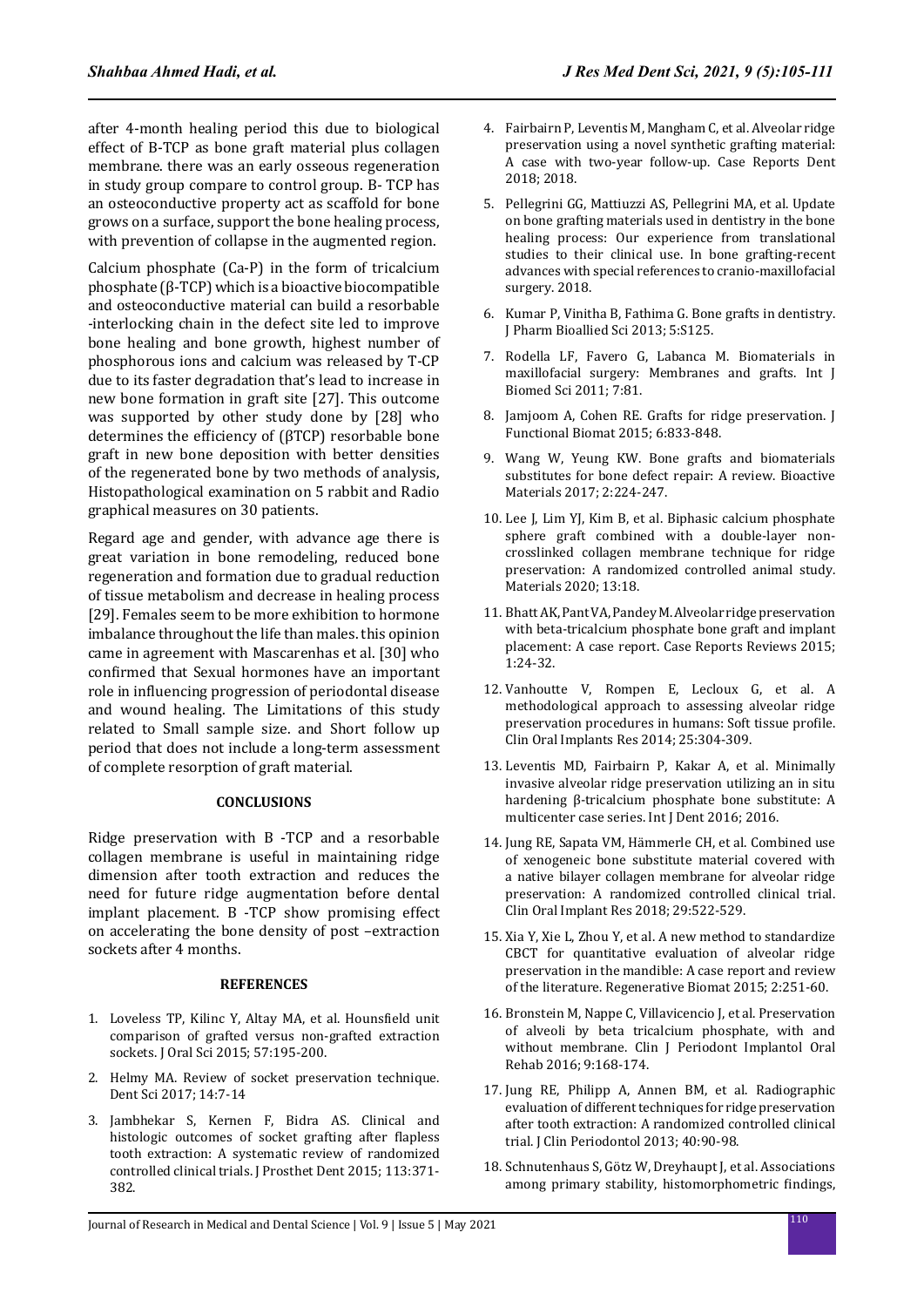after 4-month healing period this due to biological effect of B-TCP as bone graft material plus collagen membrane. there was an early osseous regeneration in study group compare to control group. B- TCP has an osteoconductive property act as scaffold for bone grows on a surface, support the bone healing process, with prevention of collapse in the augmented region.

Calcium phosphate (Ca-P) in the form of tricalcium phosphate (β-TCP) which is a bioactive biocompatible and osteoconductive material can build a resorbable -interlocking chain in the defect site led to improve bone healing and bone growth, highest number of phosphorous ions and calcium was released by T-CP due to its faster degradation that's lead to increase in new bone formation in graft site [27]. This outcome was supported by other study done by [28] who determines the efficiency of (βTCP) resorbable bone graft in new bone deposition with better densities of the regenerated bone by two methods of analysis, Histopathological examination on 5 rabbit and Radio graphical measures on 30 patients.

Regard age and gender, with advance age there is great variation in bone remodeling, reduced bone regeneration and formation due to gradual reduction of tissue metabolism and decrease in healing process [29]. Females seem to be more exhibition to hormone imbalance throughout the life than males. this opinion came in agreement with Mascarenhas et al. [30] who confirmed that Sexual hormones have an important role in influencing progression of periodontal disease and wound healing. The Limitations of this study related to Small sample size. and Short follow up period that does not include a long-term assessment of complete resorption of graft material.

## CONCLUSIONS

Ridge preservation with B -TCP and a resorbable collagen membrane is useful in maintaining ridge dimension after tooth extraction and reduces the need for future ridge augmentation before dental implant placement. B -TCP show promising effect on accelerating the bone density of post –extraction sockets after 4 months.

## REFERENCES

1. Loveless TP, Kilinc Y, Altay MA, et al. Hounsfield unit comparison of grafted versus non-grafted extraction sockets. J Oral Sci 2015; 57:195-200.
2. Helmy MA. Review of socket preservation technique. Dent Sci 2017; 14:7-14
3. Jambhekar S, Kernen F, Bidra AS. Clinical and histologic outcomes of socket grafting after flapless tooth extraction: A systematic review of randomized controlled clinical trials. J Prosthet Dent 2015; 113:371-382.
4. Fairbairn P, Leventis M, Mangham C, et al. Alveolar ridge preservation using a novel synthetic grafting material: A case with two-year follow-up. Case Reports Dent 2018; 2018.
5. Pellegrini GG, Mattiuzzi AS, Pellegrini MA, et al. Update on bone grafting materials used in dentistry in the bone healing process: Our experience from translational studies to their clinical use. In bone grafting-recent advances with special references to cranio-maxillofacial surgery. 2018.
6. Kumar P, Vinitha B, Fathima G. Bone grafts in dentistry. J Pharm Bioallied Sci 2013; 5:S125.
7. Rodella LF, Favero G, Labanca M. Biomaterials in maxillofacial surgery: Membranes and grafts. Int J Biomed Sci 2011; 7:81.
8. Jamjoom A, Cohen RE. Grafts for ridge preservation. J Functional Biomat 2015; 6:833-848.
9. Wang W, Yeung KW. Bone grafts and biomaterials substitutes for bone defect repair: A review. Bioactive Materials 2017; 2:224-247.
10. Lee J, Lim YJ, Kim B, et al. Biphasic calcium phosphate sphere graft combined with a double-layer non-crosslinked collagen membrane technique for ridge preservation: A randomized controlled animal study. Materials 2020; 13:18.
11. Bhatt AK, Pant VA, Pandey M. Alveolar ridge preservation with beta-tricalcium phosphate bone graft and implant placement: A case report. Case Reports Reviews 2015; 1:24-32.
12. Vanhoutte V, Rompen E, Lecloux G, et al. A methodological approach to assessing alveolar ridge preservation procedures in humans: Soft tissue profile. Clin Oral Implants Res 2014; 25:304-309.
13. Leventis MD, Fairbairn P, Kakar A, et al. Minimally invasive alveolar ridge preservation utilizing an in situ hardening β-tricalcium phosphate bone substitute: A multicenter case series. Int J Dent 2016; 2016.
14. Jung RE, Sapata VM, Hämmerle CH, et al. Combined use of xenogeneic bone substitute material covered with a native bilayer collagen membrane for alveolar ridge preservation: A randomized controlled clinical trial. Clin Oral Implant Res 2018; 29:522-529.
15. Xia Y, Xie L, Zhou Y, et al. A new method to standardize CBCT for quantitative evaluation of alveolar ridge preservation in the mandible: A case report and review of the literature. Regenerative Biomat 2015; 2:251-60.
16. Bronstein M, Nappe C, Villavicencio J, et al. Preservation of alveoli by beta tricalcium phosphate, with and without membrane. Clin J Periodont Implantol Oral Rehab 2016; 9:168-174.
17. Jung RE, Philipp A, Annen BM, et al. Radiographic evaluation of different techniques for ridge preservation after tooth extraction: A randomized controlled clinical trial. J Clin Periodontol 2013; 40:90-98.
18. Schnutenhaus S, Götz W, Dreyhaupt J, et al. Associations among primary stability, histomorphometric findings,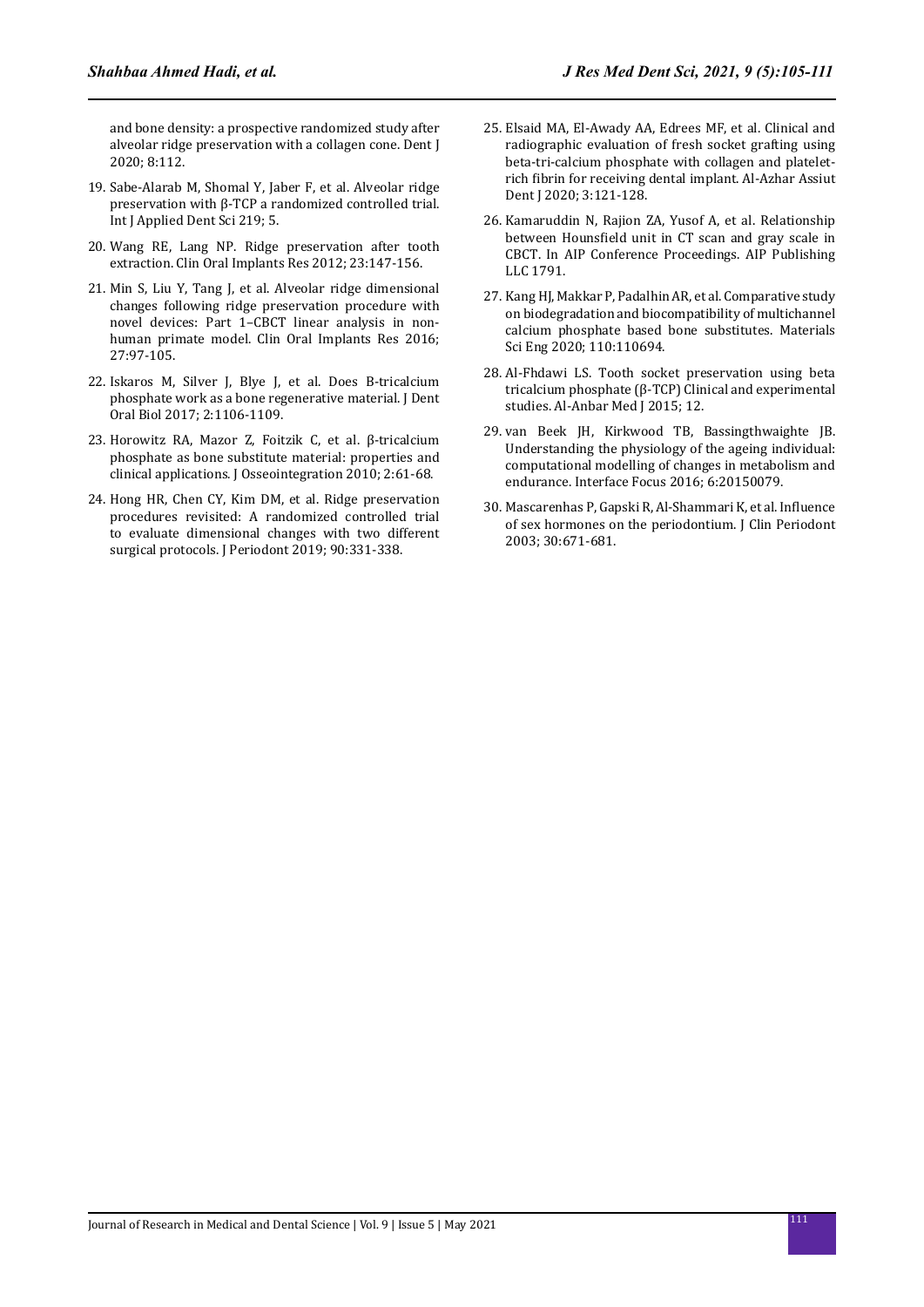and bone density: a prospective randomized study after alveolar ridge preservation with a collagen cone. Dent J 2020; 8:112.

19. Sabe-Alarab M, Shomal Y, Jaber F, et al. Alveolar ridge preservation with β-TCP a randomized controlled trial. Int J Applied Dent Sci 219; 5.

20. Wang RE, Lang NP. Ridge preservation after tooth extraction. Clin Oral Implants Res 2012; 23:147-156.

21. Min S, Liu Y, Tang J, et al. Alveolar ridge dimensional changes following ridge preservation procedure with novel devices: Part 1–CBCT linear analysis in non-human primate model. Clin Oral Implants Res 2016; 27:97-105.

22. Iskaros M, Silver J, Blye J, et al. Does B-tricalcium phosphate work as a bone regenerative material. J Dent Oral Biol 2017; 2:1106-1109.

23. Horowitz RA, Mazor Z, Foitzik C, et al. β-tricalcium phosphate as bone substitute material: properties and clinical applications. J Osseointegration 2010; 2:61-68.

24. Hong HR, Chen CY, Kim DM, et al. Ridge preservation procedures revisited: A randomized controlled trial to evaluate dimensional changes with two different surgical protocols. J Periodont 2019; 90:331-338.

25. Elsaid MA, El-Awady AA, Edrees MF, et al. Clinical and radiographic evaluation of fresh socket grafting using beta-tri-calcium phosphate with collagen and platelet-rich fibrin for receiving dental implant. Al-Azhar Assiut Dent J 2020; 3:121-128.

26. Kamaruddin N, Rajion ZA, Yusof A, et al. Relationship between Hounsfield unit in CT scan and gray scale in CBCT. In AIP Conference Proceedings. AIP Publishing LLC 1791.

27. Kang HJ, Makkar P, Padalhin AR, et al. Comparative study on biodegradation and biocompatibility of multichannel calcium phosphate based bone substitutes. Materials Sci Eng 2020; 110:110694.

28. Al-Fhdawi LS. Tooth socket preservation using beta tricalcium phosphate (β-TCP) Clinical and experimental studies. Al-Anbar Med J 2015; 12.

29. van Beek JH, Kirkwood TB, Bassingthwaighte JB. Understanding the physiology of the ageing individual: computational modelling of changes in metabolism and endurance. Interface Focus 2016; 6:20150079.

30. Mascarenhas P, Gapski R, Al-Shammari K, et al. Influence of sex hormones on the periodontium. J Clin Periodont 2003; 30:671-681.